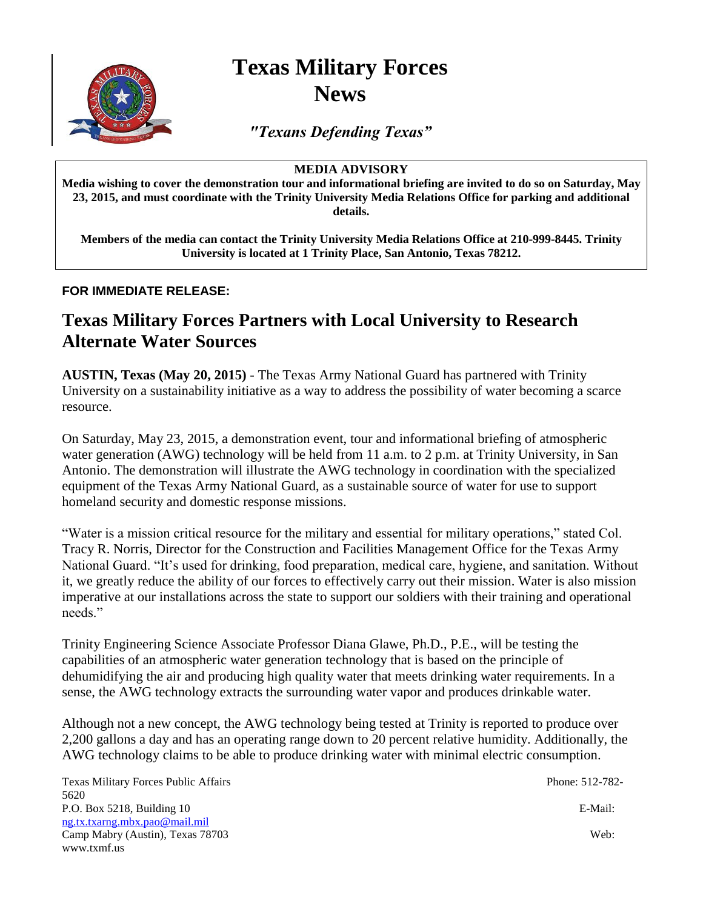# Texas Military Forces News

*"Texans Defending Texas"*

**MEDIA ADVISORY**

**Media wishing to cover the demonstration tour and informational briefing are invited to do so on Saturday, May 23, 2015, and must coordinate with the Trinity University Media Relations Office for parking and additional details.**

**Members of the media can contact the Trinity University Media Relations Office at 210-999-8445. Trinity University is located at 1 Trinity Place, San Antonio, Texas 78212.**

**FOR IMMEDIATE RELEASE:**

## Texas Military Forces Partners with Local University to Research Alternate Water Sources

**AUSTIN, Texas (May 20, 2015)** - The Texas Army National Guard has partnered with Trinity University on a sustainability initiative as a way to address the possibility of water becoming a scarce resource.

On Saturday, May 23, 2015, a demonstration event, tour and informational briefing of atmospheric water generation (AWG) technology will be held from 11 a.m. to 2 p.m. at Trinity University, in San Antonio. The demonstration will illustrate the AWG technology in coordination with the specialized equipment of the Texas Army National Guard, as a sustainable source of water for use to support homeland security and domestic response missions.

"Water is a mission critical resource for the military and essential for military operations," stated Col. Tracy R. Norris, Director for the Construction and Facilities Management Office for the Texas Army National Guard. "It's used for drinking, food preparation, medical care, hygiene, and sanitation. Without it, we greatly reduce the ability of our forces to effectively carry out their mission. Water is also mission imperative at our installations across the state to support our soldiers with their training and operational needs."

Trinity Engineering Science Associate Professor Diana Glawe, Ph.D., P.E., will be testing the capabilities of an atmospheric water generation technology that is based on the principle of dehumidifying the air and producing high quality water that meets drinking water requirements. In a sense, the AWG technology extracts the surrounding water vapor and produces drinkable water.

Although not a new concept, the AWG technology being tested at Trinity is reported to produce over 2,200 gallons a day and has an operating range down to 20 percent relative humidity. Additionally, the AWG technology claims to be able to produce drinking water with minimal electric consumption.

Texas Military Forces Public Affairs
P.O. Box 5218, Building 10
Camp Mabry (Austin), Texas 78703

Phone: 512-782-5620
E-Mail: ng.tx.txarng.mbx.pao@mail.mil
Web: www.txmf.us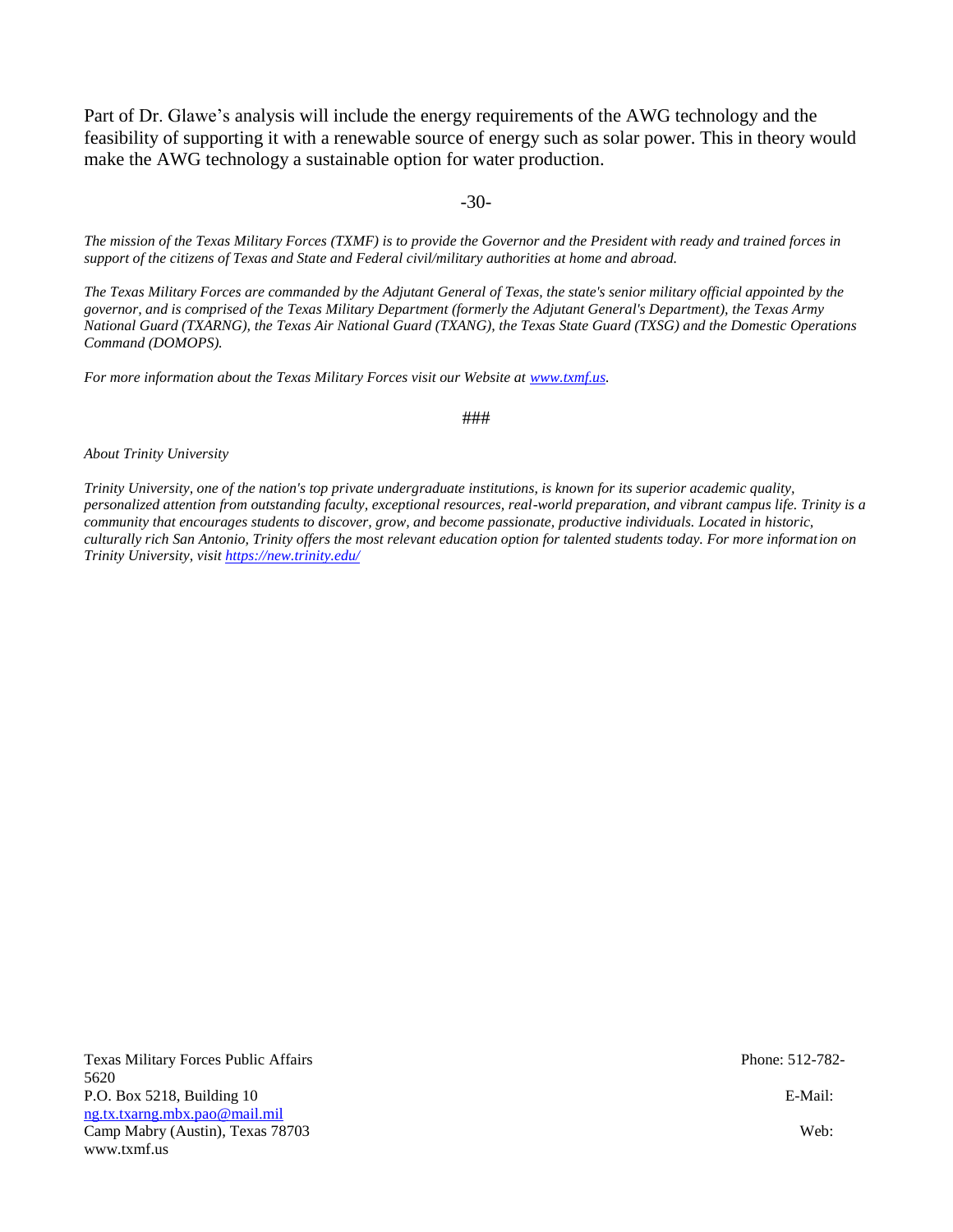Part of Dr. Glawe's analysis will include the energy requirements of the AWG technology and the feasibility of supporting it with a renewable source of energy such as solar power. This in theory would make the AWG technology a sustainable option for water production.

-30-

*The mission of the Texas Military Forces (TXMF) is to provide the Governor and the President with ready and trained forces in support of the citizens of Texas and State and Federal civil/military authorities at home and abroad.*

*The Texas Military Forces are commanded by the Adjutant General of Texas, the state's senior military official appointed by the governor, and is comprised of the Texas Military Department (formerly the Adjutant General's Department), the Texas Army National Guard (TXARNG), the Texas Air National Guard (TXANG), the Texas State Guard (TXSG) and the Domestic Operations Command (DOMOPS).*

*For more information about the Texas Military Forces visit our Website at [www.txmf.us](www.txmf.us).*

###

*About Trinity University*

*Trinity University, one of the nation's top private undergraduate institutions, is known for its superior academic quality, personalized attention from outstanding faculty, exceptional resources, real-world preparation, and vibrant campus life. Trinity is a community that encourages students to discover, grow, and become passionate, productive individuals. Located in historic, culturally rich San Antonio, Trinity offers the most relevant education option for talented students today. For more information on Trinity University, visit [https://new.trinity.edu/](https://new.trinity.edu/)*

Texas Military Forces Public Affairs
P.O. Box 5218, Building 10
Camp Mabry (Austin), Texas 78703

Phone: 512-782-5620
E-Mail: [ng.tx.txarng.mbx.pao@mail.mil](mailto:ng.tx.txarng.mbx.pao@mail.mil)
Web: www.txmf.us